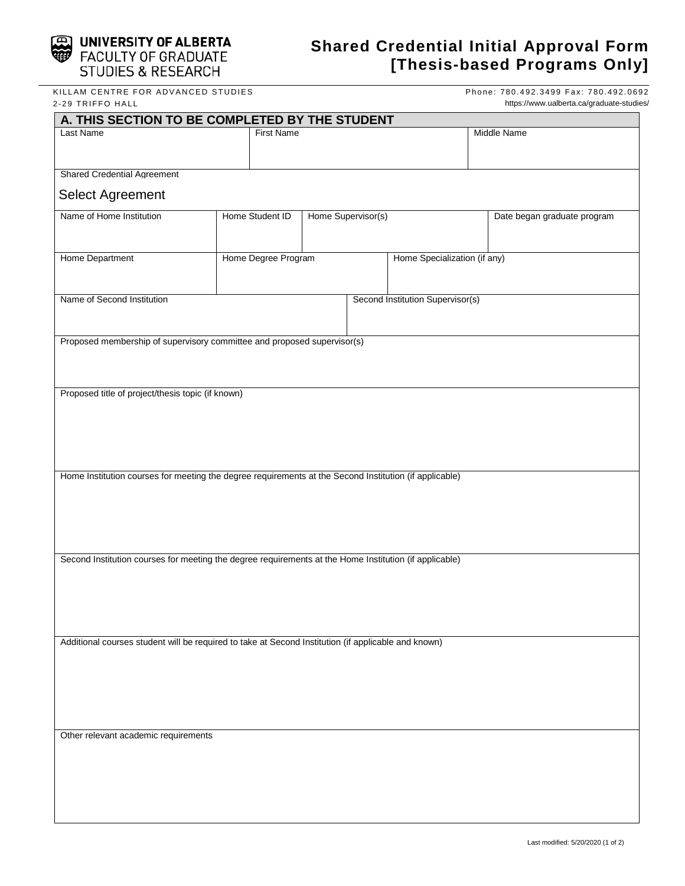**UNIVERSITY OF ALBERTA**
FACULTY OF GRADUATE STUDIES & RESEARCH

# Shared Credential Initial Approval Form [Thesis-based Programs Only]

KILLAM CENTRE FOR ADVANCED STUDIES
2-29 TRIFFO HALL

Phone: 780.492.3499 Fax: 780.492.0692
https://www.ualberta.ca/graduate-studies/

## A. THIS SECTION TO BE COMPLETED BY THE STUDENT

| Last Name | First Name | Middle Name |
|---|---|---|
| | | |

Shared Credential Agreement

Select Agreement

| Name of Home Institution | Home Student ID | Home Supervisor(s) | Date began graduate program |
|---|---|---|---|
| | | | |

| Home Department | Home Degree Program | Home Specialization (if any) |
|---|---|---|
| | | |

| Name of Second Institution | Second Institution Supervisor(s) |
|---|---|
| | |

Proposed membership of supervisory committee and proposed supervisor(s)

Proposed title of project/thesis topic (if known)

Home Institution courses for meeting the degree requirements at the Second Institution (if applicable)

Second Institution courses for meeting the degree requirements at the Home Institution (if applicable)

Additional courses student will be required to take at Second Institution (if applicable and known)

Other relevant academic requirements

Last modified: 5/20/2020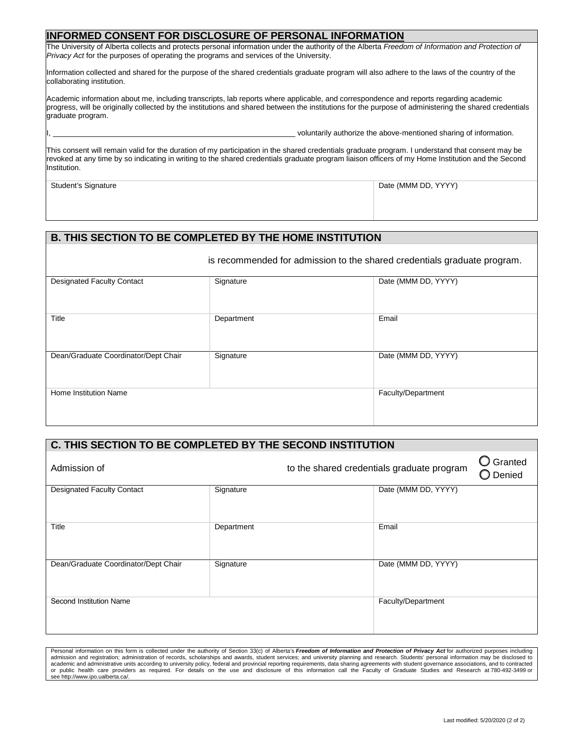## INFORMED CONSENT FOR DISCLOSURE OF PERSONAL INFORMATION

The University of Alberta collects and protects personal information under the authority of the Alberta *Freedom of Information and Protection of Privacy Act* for the purposes of operating the programs and services of the University.

Information collected and shared for the purpose of the shared credentials graduate program will also adhere to the laws of the country of the collaborating institution.

Academic information about me, including transcripts, lab reports where applicable, and correspondence and reports regarding academic progress, will be originally collected by the institutions and shared between the institutions for the purpose of administering the shared credentials graduate program.

I, ___________________________________________________________ voluntarily authorize the above-mentioned sharing of information.

This consent will remain valid for the duration of my participation in the shared credentials graduate program. I understand that consent may be revoked at any time by so indicating in writing to the shared credentials graduate program liaison officers of my Home Institution and the Second Institution.

| Student's Signature | Date (MMM DD, YYYY) |
|---|---|
| | |

## B. THIS SECTION TO BE COMPLETED BY THE HOME INSTITUTION

_______________ is recommended for admission to the shared credentials graduate program.

| Designated Faculty Contact | Signature | Date (MMM DD, YYYY) |
|---|---|---|
| Title | Department | Email |
| Dean/Graduate Coordinator/Dept Chair | Signature | Date (MMM DD, YYYY) |
| Home Institution Name | | Faculty/Department |

## C. THIS SECTION TO BE COMPLETED BY THE SECOND INSTITUTION

Admission of _______________ to the shared credentials graduate program ◯ Granted ◯ Denied

| Designated Faculty Contact | Signature | Date (MMM DD, YYYY) |
|---|---|---|
| Title | Department | Email |
| Dean/Graduate Coordinator/Dept Chair | Signature | Date (MMM DD, YYYY) |
| Second Institution Name | | Faculty/Department |

Personal information on this form is collected under the authority of Section 33(c) of Alberta's ***Freedom of Information and Protection of Privacy Act*** for authorized purposes including admission and registration; administration of records, scholarships and awards, student services; and university planning and research. Students' personal information may be disclosed to academic and administrative units according to university policy, federal and provincial reporting requirements, data sharing agreements with student governance associations, and to contracted or public health care providers as required. For details on the use and disclosure of this information call the Faculty of Graduate Studies and Research at 780-492-3499 or see http://www.ipo.ualberta.ca/.

Last modified: 5/20/2020